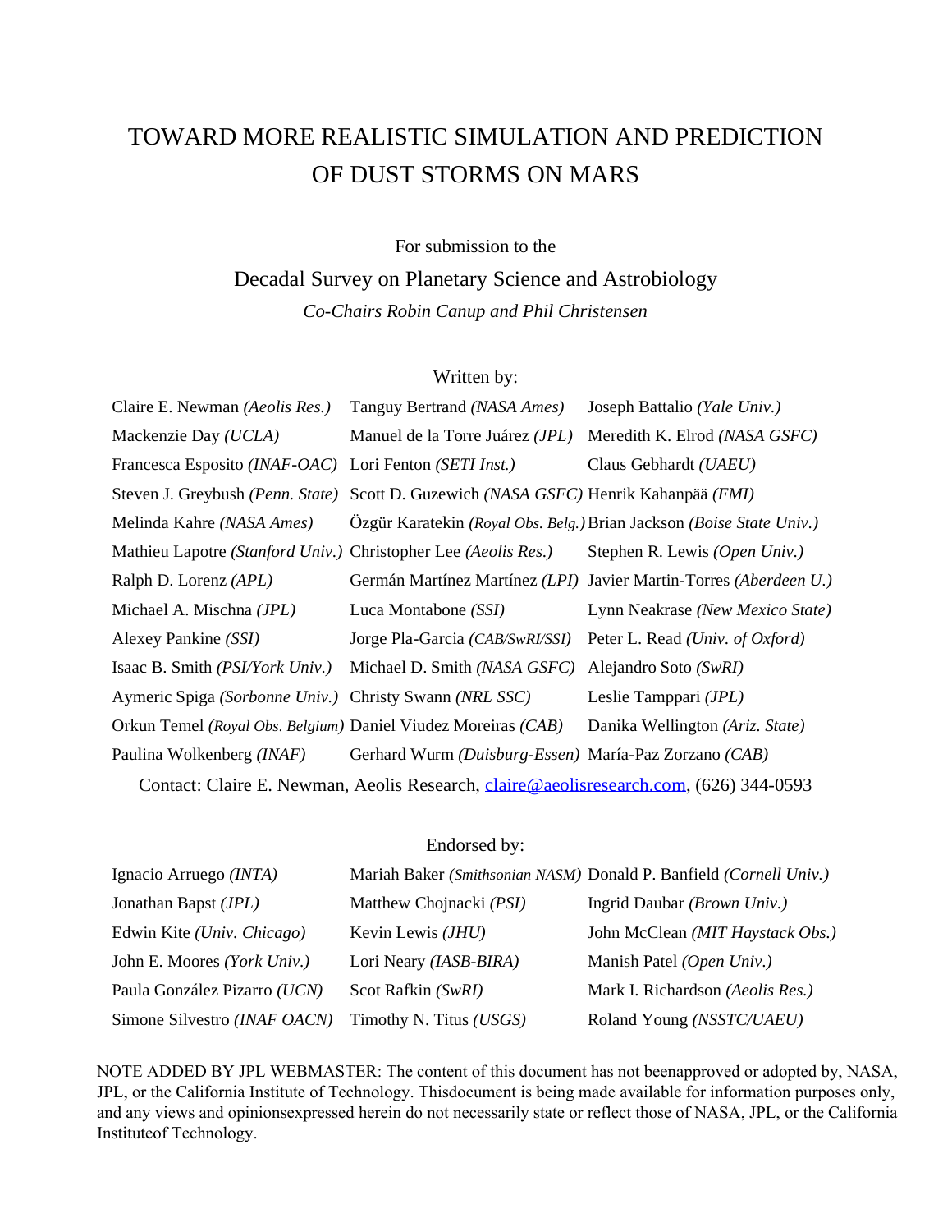# TOWARD MORE REALISTIC SIMULATION AND PREDICTION OF DUST STORMS ON MARS

For submission to the

Decadal Survey on Planetary Science and Astrobiology

*Co-Chairs Robin Canup and Phil Christensen*

Written by:

| | | |
|---|---|---|
| Claire E. Newman *(Aeolis Res.)* | Tanguy Bertrand *(NASA Ames)* | Joseph Battalio *(Yale Univ.)* |
| Mackenzie Day *(UCLA)* | Manuel de la Torre Juárez *(JPL)* | Meredith K. Elrod *(NASA GSFC)* |
| Francesca Esposito *(INAF-OAC)* | Lori Fenton *(SETI Inst.)* | Claus Gebhardt *(UAEU)* |
| Steven J. Greybush *(Penn. State)* | Scott D. Guzewich *(NASA GSFC)* | Henrik Kahanpää *(FMI)* |
| Melinda Kahre *(NASA Ames)* | Özgür Karatekin *(Royal Obs. Belg.)* | Brian Jackson *(Boise State Univ.)* |
| Mathieu Lapotre *(Stanford Univ.)* | Christopher Lee *(Aeolis Res.)* | Stephen R. Lewis *(Open Univ.)* |
| Ralph D. Lorenz *(APL)* | Germán Martínez Martínez *(LPI)* | Javier Martin-Torres *(Aberdeen U.)* |
| Michael A. Mischna *(JPL)* | Luca Montabone *(SSI)* | Lynn Neakrase *(New Mexico State)* |
| Alexey Pankine *(SSI)* | Jorge Pla-Garcia *(CAB/SwRI/SSI)* | Peter L. Read *(Univ. of Oxford)* |
| Isaac B. Smith *(PSI/York Univ.)* | Michael D. Smith *(NASA GSFC)* | Alejandro Soto *(SwRI)* |
| Aymeric Spiga *(Sorbonne Univ.)* | Christy Swann *(NRL SSC)* | Leslie Tamppari *(JPL)* |
| Orkun Temel *(Royal Obs. Belgium)* | Daniel Viudez Moreiras *(CAB)* | Danika Wellington *(Ariz. State)* |
| Paulina Wolkenberg *(INAF)* | Gerhard Wurm *(Duisburg-Essen)* | María-Paz Zorzano *(CAB)* |

Contact: Claire E. Newman, Aeolis Research, claire@aeolisresearch.com, (626) 344-0593

Endorsed by:

| | | |
|---|---|---|
| Ignacio Arruego *(INTA)* | Mariah Baker *(Smithsonian NASM)* | Donald P. Banfield *(Cornell Univ.)* |
| Jonathan Bapst *(JPL)* | Matthew Chojnacki *(PSI)* | Ingrid Daubar *(Brown Univ.)* |
| Edwin Kite *(Univ. Chicago)* | Kevin Lewis *(JHU)* | John McClean *(MIT Haystack Obs.)* |
| John E. Moores *(York Univ.)* | Lori Neary *(IASB-BIRA)* | Manish Patel *(Open Univ.)* |
| Paula González Pizarro *(UCN)* | Scot Rafkin *(SwRI)* | Mark I. Richardson *(Aeolis Res.)* |
| Simone Silvestro *(INAF OACN)* | Timothy N. Titus *(USGS)* | Roland Young *(NSSTC/UAEU)* |

NOTE ADDED BY JPL WEBMASTER: The content of this document has not beenapproved or adopted by, NASA, JPL, or the California Institute of Technology. Thisdocument is being made available for information purposes only, and any views and opinionsexpressed herein do not necessarily state or reflect those of NASA, JPL, or the California Instituteof Technology.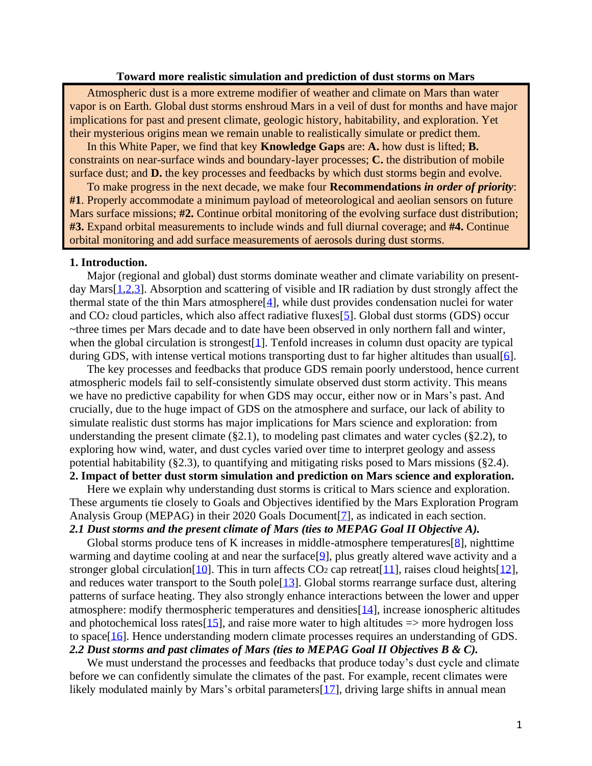**Toward more realistic simulation and prediction of dust storms on Mars**

> Atmospheric dust is a more extreme modifier of weather and climate on Mars than water vapor is on Earth. Global dust storms enshroud Mars in a veil of dust for months and have major implications for past and present climate, geologic history, habitability, and exploration. Yet their mysterious origins mean we remain unable to realistically simulate or predict them.
>
> In this White Paper, we find that key **Knowledge Gaps** are: **A.** how dust is lifted; **B.** constraints on near-surface winds and boundary-layer processes; **C.** the distribution of mobile surface dust; and **D.** the key processes and feedbacks by which dust storms begin and evolve.
>
> To make progress in the next decade, we make four **Recommendations** ***in order of priority***: **#1**. Properly accommodate a minimum payload of meteorological and aeolian sensors on future Mars surface missions; **#2.** Continue orbital monitoring of the evolving surface dust distribution; **#3.** Expand orbital measurements to include winds and full diurnal coverage; and **#4.** Continue orbital monitoring and add surface measurements of aerosols during dust storms.

## 1. Introduction.

Major (regional and global) dust storms dominate weather and climate variability on present-day Mars[1,2,3]. Absorption and scattering of visible and IR radiation by dust strongly affect the thermal state of the thin Mars atmosphere[4], while dust provides condensation nuclei for water and $CO_2$ cloud particles, which also affect radiative fluxes[5]. Global dust storms (GDS) occur ~three times per Mars decade and to date have been observed in only northern fall and winter, when the global circulation is strongest[1]. Tenfold increases in column dust opacity are typical during GDS, with intense vertical motions transporting dust to far higher altitudes than usual[6].

The key processes and feedbacks that produce GDS remain poorly understood, hence current atmospheric models fail to self-consistently simulate observed dust storm activity. This means we have no predictive capability for when GDS may occur, either now or in Mars's past. And crucially, due to the huge impact of GDS on the atmosphere and surface, our lack of ability to simulate realistic dust storms has major implications for Mars science and exploration: from understanding the present climate (§2.1), to modeling past climates and water cycles (§2.2), to exploring how wind, water, and dust cycles varied over time to interpret geology and assess potential habitability (§2.3), to quantifying and mitigating risks posed to Mars missions (§2.4).

## 2. Impact of better dust storm simulation and prediction on Mars science and exploration.

Here we explain why understanding dust storms is critical to Mars science and exploration. These arguments tie closely to Goals and Objectives identified by the Mars Exploration Program Analysis Group (MEPAG) in their 2020 Goals Document[7], as indicated in each section.

### *2.1 Dust storms and the present climate of Mars (ties to MEPAG Goal II Objective A).*

Global storms produce tens of K increases in middle-atmosphere temperatures[8], nighttime warming and daytime cooling at and near the surface[9], plus greatly altered wave activity and a stronger global circulation[10]. This in turn affects $CO_2$ cap retreat[11], raises cloud heights[12], and reduces water transport to the South pole[13]. Global storms rearrange surface dust, altering patterns of surface heating. They also strongly enhance interactions between the lower and upper atmosphere: modify thermospheric temperatures and densities[14], increase ionospheric altitudes and photochemical loss rates[15], and raise more water to high altitudes => more hydrogen loss to space[16]. Hence understanding modern climate processes requires an understanding of GDS.

### *2.2 Dust storms and past climates of Mars (ties to MEPAG Goal II Objectives B & C).*

We must understand the processes and feedbacks that produce today's dust cycle and climate before we can confidently simulate the climates of the past. For example, recent climates were likely modulated mainly by Mars's orbital parameters[17], driving large shifts in annual mean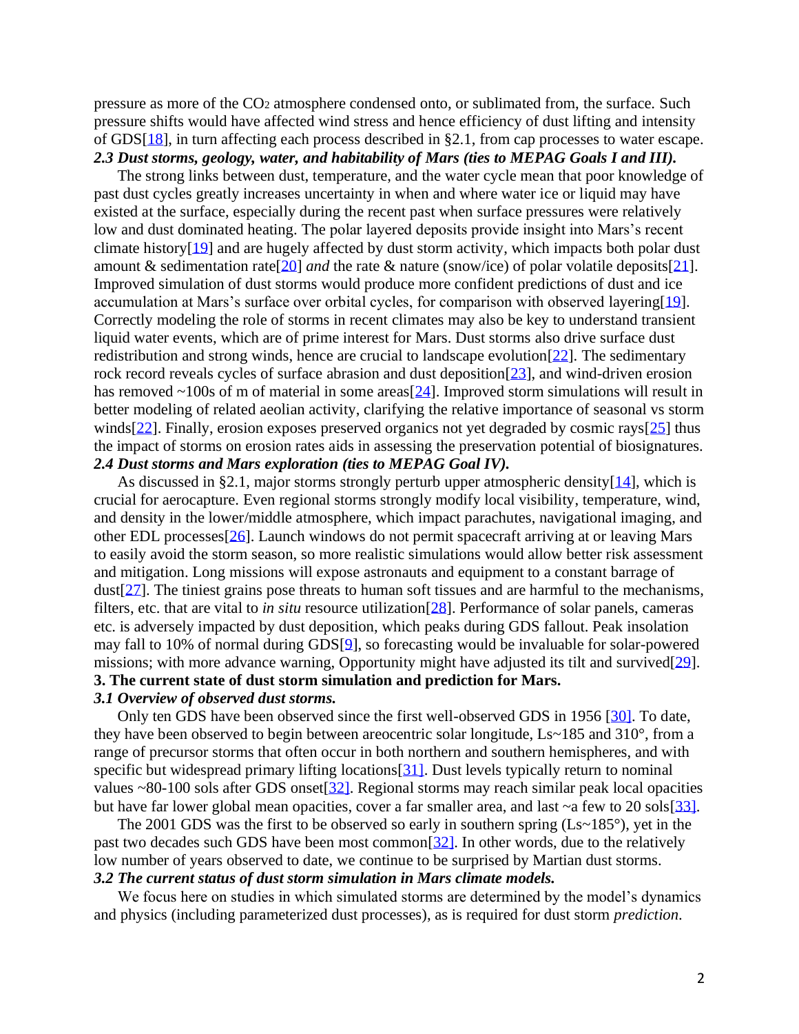pressure as more of the $CO_2$ atmosphere condensed onto, or sublimated from, the surface. Such pressure shifts would have affected wind stress and hence efficiency of dust lifting and intensity of GDS[18], in turn affecting each process described in §2.1, from cap processes to water escape.

### *2.3 Dust storms, geology, water, and habitability of Mars (ties to MEPAG Goals I and III).*

The strong links between dust, temperature, and the water cycle mean that poor knowledge of past dust cycles greatly increases uncertainty in when and where water ice or liquid may have existed at the surface, especially during the recent past when surface pressures were relatively low and dust dominated heating. The polar layered deposits provide insight into Mars's recent climate history[19] and are hugely affected by dust storm activity, which impacts both polar dust amount & sedimentation rate[20] *and* the rate & nature (snow/ice) of polar volatile deposits[21]. Improved simulation of dust storms would produce more confident predictions of dust and ice accumulation at Mars's surface over orbital cycles, for comparison with observed layering[19]. Correctly modeling the role of storms in recent climates may also be key to understand transient liquid water events, which are of prime interest for Mars. Dust storms also drive surface dust redistribution and strong winds, hence are crucial to landscape evolution[22]. The sedimentary rock record reveals cycles of surface abrasion and dust deposition[23], and wind-driven erosion has removed ~100s of m of material in some areas[24]. Improved storm simulations will result in better modeling of related aeolian activity, clarifying the relative importance of seasonal vs storm winds[22]. Finally, erosion exposes preserved organics not yet degraded by cosmic rays[25] thus the impact of storms on erosion rates aids in assessing the preservation potential of biosignatures.

### *2.4 Dust storms and Mars exploration (ties to MEPAG Goal IV).*

As discussed in §2.1, major storms strongly perturb upper atmospheric density[14], which is crucial for aerocapture. Even regional storms strongly modify local visibility, temperature, wind, and density in the lower/middle atmosphere, which impact parachutes, navigational imaging, and other EDL processes[26]. Launch windows do not permit spacecraft arriving at or leaving Mars to easily avoid the storm season, so more realistic simulations would allow better risk assessment and mitigation. Long missions will expose astronauts and equipment to a constant barrage of dust[27]. The tiniest grains pose threats to human soft tissues and are harmful to the mechanisms, filters, etc. that are vital to *in situ* resource utilization[28]. Performance of solar panels, cameras etc. is adversely impacted by dust deposition, which peaks during GDS fallout. Peak insolation may fall to 10% of normal during GDS[9], so forecasting would be invaluable for solar-powered missions; with more advance warning, Opportunity might have adjusted its tilt and survived[29].

## 3. The current state of dust storm simulation and prediction for Mars.

### *3.1 Overview of observed dust storms.*

Only ten GDS have been observed since the first well-observed GDS in 1956 [30]. To date, they have been observed to begin between areocentric solar longitude, Ls~185 and 310°, from a range of precursor storms that often occur in both northern and southern hemispheres, and with specific but widespread primary lifting locations[31]. Dust levels typically return to nominal values ~80-100 sols after GDS onset[32]. Regional storms may reach similar peak local opacities but have far lower global mean opacities, cover a far smaller area, and last ~a few to 20 sols[33].

The 2001 GDS was the first to be observed so early in southern spring (Ls~185°), yet in the past two decades such GDS have been most common[32]. In other words, due to the relatively low number of years observed to date, we continue to be surprised by Martian dust storms.

### *3.2 The current status of dust storm simulation in Mars climate models.*

We focus here on studies in which simulated storms are determined by the model's dynamics and physics (including parameterized dust processes), as is required for dust storm *prediction*.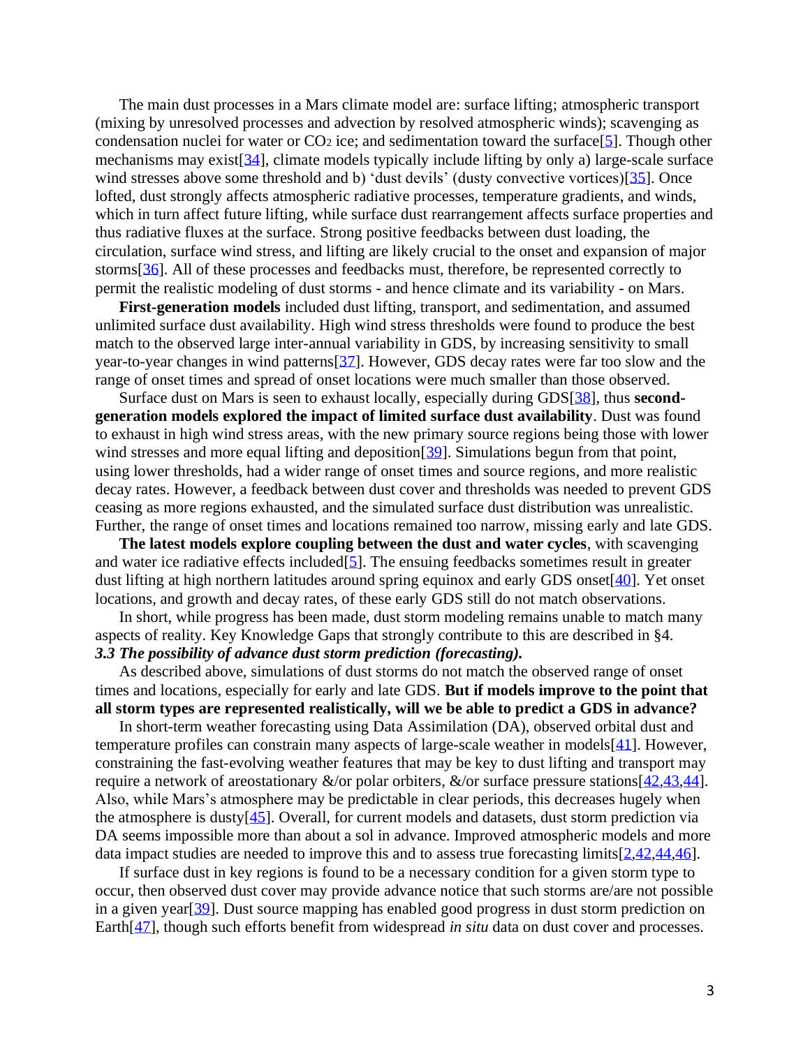The main dust processes in a Mars climate model are: surface lifting; atmospheric transport (mixing by unresolved processes and advection by resolved atmospheric winds); scavenging as condensation nuclei for water or $CO_2$ ice; and sedimentation toward the surface[5]. Though other mechanisms may exist[34], climate models typically include lifting by only a) large-scale surface wind stresses above some threshold and b) 'dust devils' (dusty convective vortices)[35]. Once lofted, dust strongly affects atmospheric radiative processes, temperature gradients, and winds, which in turn affect future lifting, while surface dust rearrangement affects surface properties and thus radiative fluxes at the surface. Strong positive feedbacks between dust loading, the circulation, surface wind stress, and lifting are likely crucial to the onset and expansion of major storms[36]. All of these processes and feedbacks must, therefore, be represented correctly to permit the realistic modeling of dust storms - and hence climate and its variability - on Mars.

**First-generation models** included dust lifting, transport, and sedimentation, and assumed unlimited surface dust availability. High wind stress thresholds were found to produce the best match to the observed large inter-annual variability in GDS, by increasing sensitivity to small year-to-year changes in wind patterns[37]. However, GDS decay rates were far too slow and the range of onset times and spread of onset locations were much smaller than those observed.

Surface dust on Mars is seen to exhaust locally, especially during GDS[38], thus **second-generation models explored the impact of limited surface dust availability**. Dust was found to exhaust in high wind stress areas, with the new primary source regions being those with lower wind stresses and more equal lifting and deposition[39]. Simulations begun from that point, using lower thresholds, had a wider range of onset times and source regions, and more realistic decay rates. However, a feedback between dust cover and thresholds was needed to prevent GDS ceasing as more regions exhausted, and the simulated surface dust distribution was unrealistic. Further, the range of onset times and locations remained too narrow, missing early and late GDS.

**The latest models explore coupling between the dust and water cycles**, with scavenging and water ice radiative effects included[5]. The ensuing feedbacks sometimes result in greater dust lifting at high northern latitudes around spring equinox and early GDS onset[40]. Yet onset locations, and growth and decay rates, of these early GDS still do not match observations.

In short, while progress has been made, dust storm modeling remains unable to match many aspects of reality. Key Knowledge Gaps that strongly contribute to this are described in §4.

### *3.3 The possibility of advance dust storm prediction (forecasting).*

As described above, simulations of dust storms do not match the observed range of onset times and locations, especially for early and late GDS. **But if models improve to the point that all storm types are represented realistically, will we be able to predict a GDS in advance?**

In short-term weather forecasting using Data Assimilation (DA), observed orbital dust and temperature profiles can constrain many aspects of large-scale weather in models[41]. However, constraining the fast-evolving weather features that may be key to dust lifting and transport may require a network of areostationary &/or polar orbiters, &/or surface pressure stations[42,43,44]. Also, while Mars's atmosphere may be predictable in clear periods, this decreases hugely when the atmosphere is dusty[45]. Overall, for current models and datasets, dust storm prediction via DA seems impossible more than about a sol in advance. Improved atmospheric models and more data impact studies are needed to improve this and to assess true forecasting limits[2,42,44,46].

If surface dust in key regions is found to be a necessary condition for a given storm type to occur, then observed dust cover may provide advance notice that such storms are/are not possible in a given year[39]. Dust source mapping has enabled good progress in dust storm prediction on Earth[47], though such efforts benefit from widespread *in situ* data on dust cover and processes.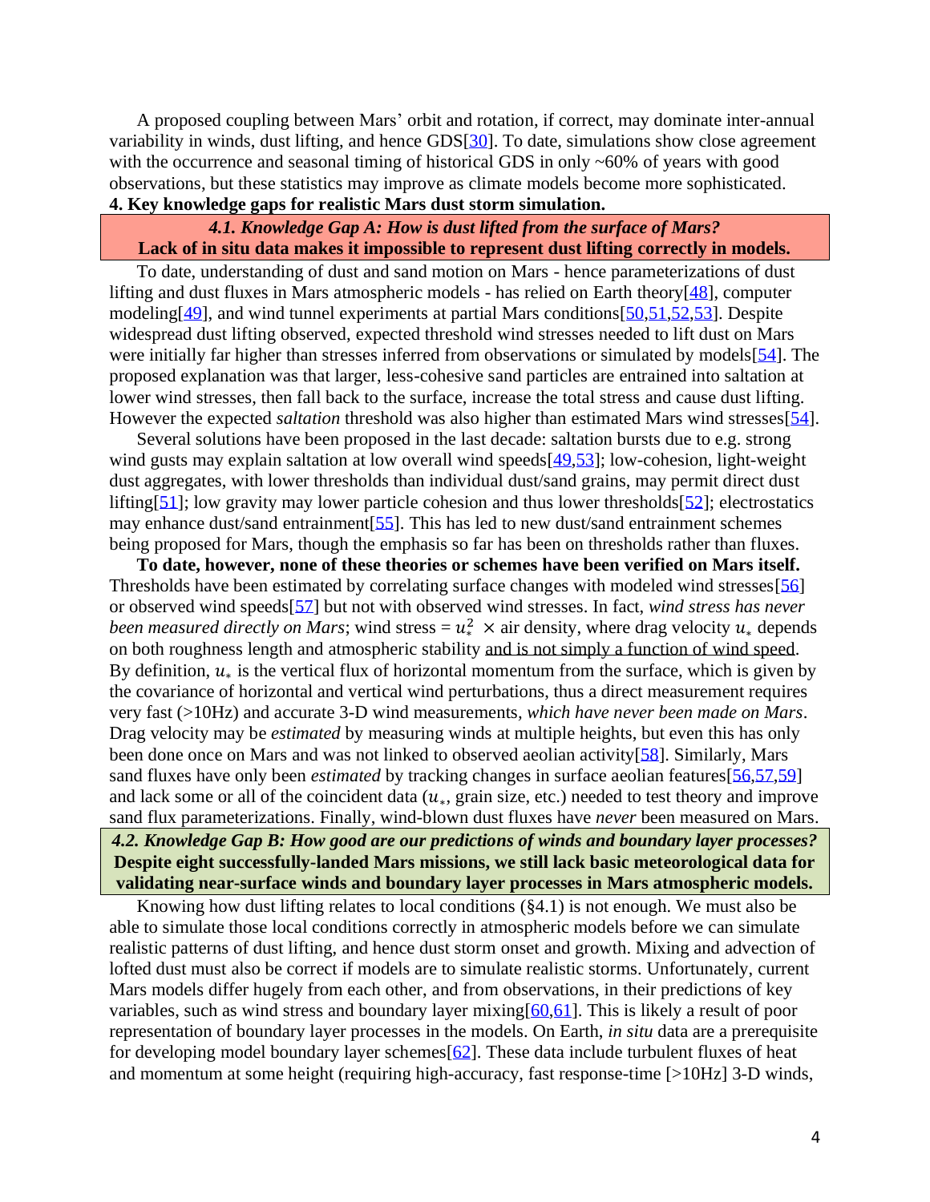A proposed coupling between Mars' orbit and rotation, if correct, may dominate inter-annual variability in winds, dust lifting, and hence GDS[30]. To date, simulations show close agreement with the occurrence and seasonal timing of historical GDS in only ~60% of years with good observations, but these statistics may improve as climate models become more sophisticated.

## 4. Key knowledge gaps for realistic Mars dust storm simulation.

### *4.1. Knowledge Gap A: How is dust lifted from the surface of Mars?*

**Lack of in situ data makes it impossible to represent dust lifting correctly in models.**

To date, understanding of dust and sand motion on Mars - hence parameterizations of dust lifting and dust fluxes in Mars atmospheric models - has relied on Earth theory[48], computer modeling[49], and wind tunnel experiments at partial Mars conditions[50,51,52,53]. Despite widespread dust lifting observed, expected threshold wind stresses needed to lift dust on Mars were initially far higher than stresses inferred from observations or simulated by models[54]. The proposed explanation was that larger, less-cohesive sand particles are entrained into saltation at lower wind stresses, then fall back to the surface, increase the total stress and cause dust lifting. However the expected *saltation* threshold was also higher than estimated Mars wind stresses[54].

Several solutions have been proposed in the last decade: saltation bursts due to e.g. strong wind gusts may explain saltation at low overall wind speeds[49,53]; low-cohesion, light-weight dust aggregates, with lower thresholds than individual dust/sand grains, may permit direct dust lifting[51]; low gravity may lower particle cohesion and thus lower thresholds[52]; electrostatics may enhance dust/sand entrainment[55]. This has led to new dust/sand entrainment schemes being proposed for Mars, though the emphasis so far has been on thresholds rather than fluxes.

**To date, however, none of these theories or schemes have been verified on Mars itself.** Thresholds have been estimated by correlating surface changes with modeled wind stresses[56] or observed wind speeds[57] but not with observed wind stresses. In fact, *wind stress has never been measured directly on Mars*; wind stress = $u_*^2 \times$ air density, where drag velocity $u_*$ depends on both roughness length and atmospheric stability <u>and is not simply a function of wind speed</u>. By definition, $u_*$ is the vertical flux of horizontal momentum from the surface, which is given by the covariance of horizontal and vertical wind perturbations, thus a direct measurement requires very fast (>10Hz) and accurate 3-D wind measurements, *which have never been made on Mars*. Drag velocity may be *estimated* by measuring winds at multiple heights, but even this has only been done once on Mars and was not linked to observed aeolian activity[58]. Similarly, Mars sand fluxes have only been *estimated* by tracking changes in surface aeolian features[56,57,59] and lack some or all of the coincident data ($u_*$, grain size, etc.) needed to test theory and improve sand flux parameterizations. Finally, wind-blown dust fluxes have *never* been measured on Mars.

### *4.2. Knowledge Gap B: How good are our predictions of winds and boundary layer processes?*

**Despite eight successfully-landed Mars missions, we still lack basic meteorological data for validating near-surface winds and boundary layer processes in Mars atmospheric models.**

Knowing how dust lifting relates to local conditions (§4.1) is not enough. We must also be able to simulate those local conditions correctly in atmospheric models before we can simulate realistic patterns of dust lifting, and hence dust storm onset and growth. Mixing and advection of lofted dust must also be correct if models are to simulate realistic storms. Unfortunately, current Mars models differ hugely from each other, and from observations, in their predictions of key variables, such as wind stress and boundary layer mixing[60,61]. This is likely a result of poor representation of boundary layer processes in the models. On Earth, *in situ* data are a prerequisite for developing model boundary layer schemes[62]. These data include turbulent fluxes of heat and momentum at some height (requiring high-accuracy, fast response-time [>10Hz] 3-D winds,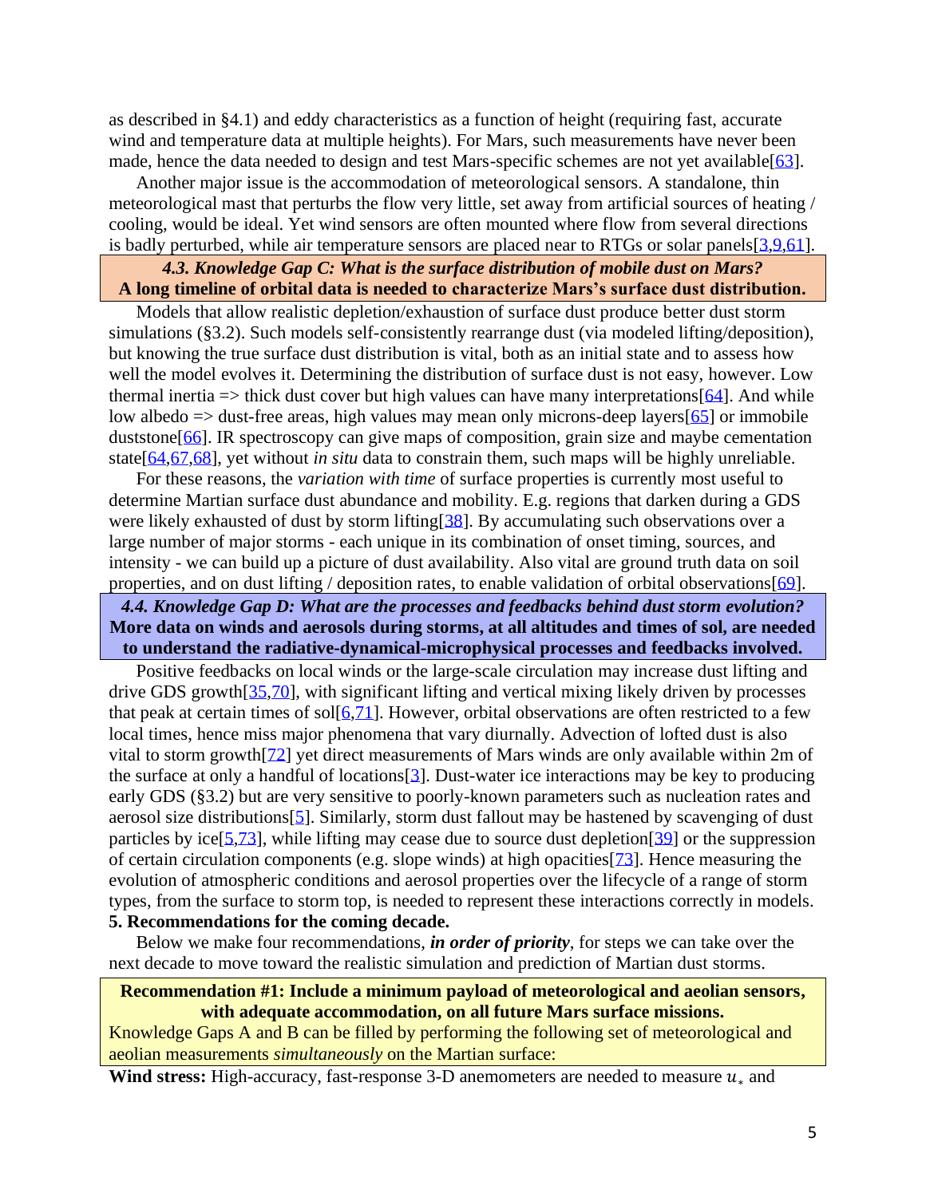as described in §4.1) and eddy characteristics as a function of height (requiring fast, accurate wind and temperature data at multiple heights). For Mars, such measurements have never been made, hence the data needed to design and test Mars-specific schemes are not yet available[63].

Another major issue is the accommodation of meteorological sensors. A standalone, thin meteorological mast that perturbs the flow very little, set away from artificial sources of heating / cooling, would be ideal. Yet wind sensors are often mounted where flow from several directions is badly perturbed, while air temperature sensors are placed near to RTGs or solar panels[3,9,61].

### *4.3. Knowledge Gap C: What is the surface distribution of mobile dust on Mars?*
**A long timeline of orbital data is needed to characterize Mars's surface dust distribution.**

Models that allow realistic depletion/exhaustion of surface dust produce better dust storm simulations (§3.2). Such models self-consistently rearrange dust (via modeled lifting/deposition), but knowing the true surface dust distribution is vital, both as an initial state and to assess how well the model evolves it. Determining the distribution of surface dust is not easy, however. Low thermal inertia => thick dust cover but high values can have many interpretations[64]. And while low albedo => dust-free areas, high values may mean only microns-deep layers[65] or immobile duststone[66]. IR spectroscopy can give maps of composition, grain size and maybe cementation state[64,67,68], yet without *in situ* data to constrain them, such maps will be highly unreliable.

For these reasons, the *variation with time* of surface properties is currently most useful to determine Martian surface dust abundance and mobility. E.g. regions that darken during a GDS were likely exhausted of dust by storm lifting[38]. By accumulating such observations over a large number of major storms - each unique in its combination of onset timing, sources, and intensity - we can build up a picture of dust availability. Also vital are ground truth data on soil properties, and on dust lifting / deposition rates, to enable validation of orbital observations[69].

### *4.4. Knowledge Gap D: What are the processes and feedbacks behind dust storm evolution?*
**More data on winds and aerosols during storms, at all altitudes and times of sol, are needed to understand the radiative-dynamical-microphysical processes and feedbacks involved.**

Positive feedbacks on local winds or the large-scale circulation may increase dust lifting and drive GDS growth[35,70], with significant lifting and vertical mixing likely driven by processes that peak at certain times of sol[6,71]. However, orbital observations are often restricted to a few local times, hence miss major phenomena that vary diurnally. Advection of lofted dust is also vital to storm growth[72] yet direct measurements of Mars winds are only available within 2m of the surface at only a handful of locations[3]. Dust-water ice interactions may be key to producing early GDS (§3.2) but are very sensitive to poorly-known parameters such as nucleation rates and aerosol size distributions[5]. Similarly, storm dust fallout may be hastened by scavenging of dust particles by ice[5,73], while lifting may cease due to source dust depletion[39] or the suppression of certain circulation components (e.g. slope winds) at high opacities[73]. Hence measuring the evolution of atmospheric conditions and aerosol properties over the lifecycle of a range of storm types, from the surface to storm top, is needed to represent these interactions correctly in models.

## 5. Recommendations for the coming decade.

Below we make four recommendations, ***in order of priority***, for steps we can take over the next decade to move toward the realistic simulation and prediction of Martian dust storms.

**Recommendation #1: Include a minimum payload of meteorological and aeolian sensors, with adequate accommodation, on all future Mars surface missions.**

Knowledge Gaps A and B can be filled by performing the following set of meteorological and aeolian measurements *simultaneously* on the Martian surface:

**Wind stress:** High-accuracy, fast-response 3-D anemometers are needed to measure $u_*$ and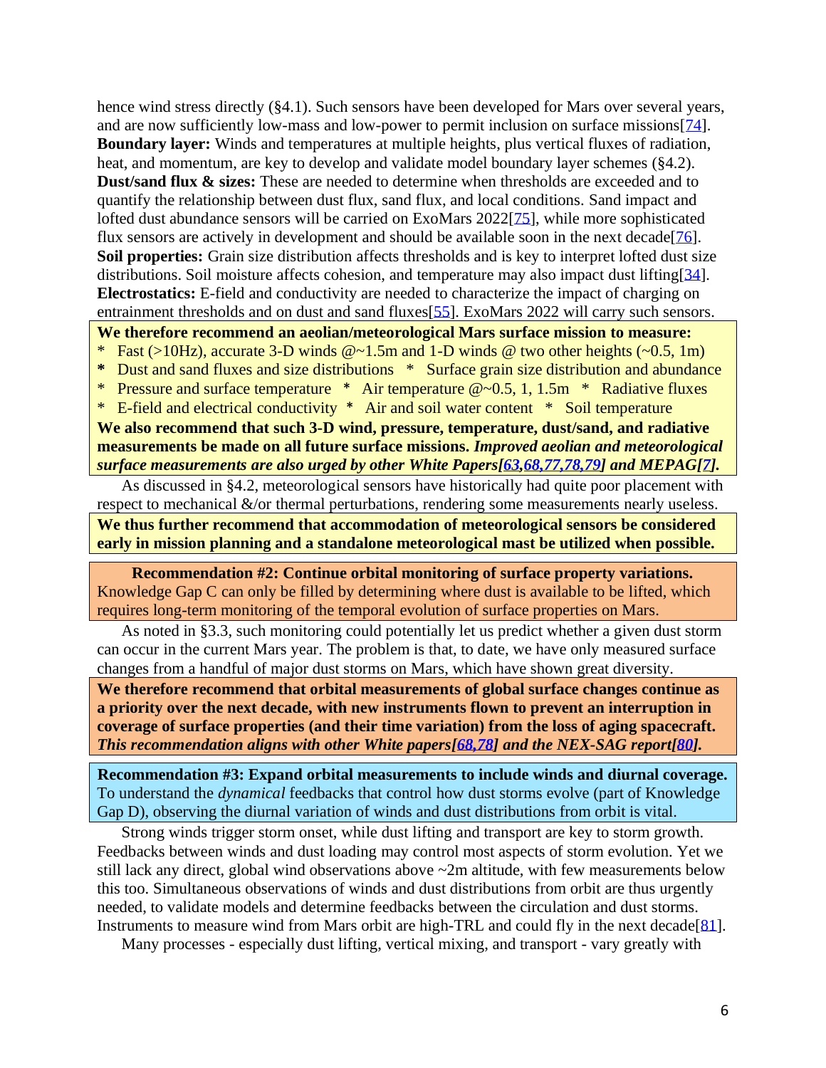hence wind stress directly (§4.1). Such sensors have been developed for Mars over several years, and are now sufficiently low-mass and low-power to permit inclusion on surface missions[74].
**Boundary layer:** Winds and temperatures at multiple heights, plus vertical fluxes of radiation, heat, and momentum, are key to develop and validate model boundary layer schemes (§4.2).
**Dust/sand flux & sizes:** These are needed to determine when thresholds are exceeded and to quantify the relationship between dust flux, sand flux, and local conditions. Sand impact and lofted dust abundance sensors will be carried on ExoMars 2022[75], while more sophisticated flux sensors are actively in development and should be available soon in the next decade[76].
**Soil properties:** Grain size distribution affects thresholds and is key to interpret lofted dust size distributions. Soil moisture affects cohesion, and temperature may also impact dust lifting[34].
**Electrostatics:** E-field and conductivity are needed to characterize the impact of charging on entrainment thresholds and on dust and sand fluxes[55]. ExoMars 2022 will carry such sensors.

**We therefore recommend an aeolian/meteorological Mars surface mission to measure:**
* Fast (>10Hz), accurate 3-D winds @~1.5m and 1-D winds @ two other heights (~0.5, 1m)
* Dust and sand fluxes and size distributions   * Surface grain size distribution and abundance
* Pressure and surface temperature   * Air temperature @~0.5, 1, 1.5m   * Radiative fluxes
* E-field and electrical conductivity   * Air and soil water content   * Soil temperature

**We also recommend that such 3-D wind, pressure, temperature, dust/sand, and radiative measurements be made on all future surface missions.** ***Improved aeolian and meteorological surface measurements are also urged by other White Papers[63,68,77,78,79] and MEPAG[7].***

As discussed in §4.2, meteorological sensors have historically had quite poor placement with respect to mechanical &/or thermal perturbations, rendering some measurements nearly useless.

**We thus further recommend that accommodation of meteorological sensors be considered early in mission planning and a standalone meteorological mast be utilized when possible.**

**Recommendation #2: Continue orbital monitoring of surface property variations.**
Knowledge Gap C can only be filled by determining where dust is available to be lifted, which requires long-term monitoring of the temporal evolution of surface properties on Mars.

As noted in §3.3, such monitoring could potentially let us predict whether a given dust storm can occur in the current Mars year. The problem is that, to date, we have only measured surface changes from a handful of major dust storms on Mars, which have shown great diversity.

**We therefore recommend that orbital measurements of global surface changes continue as a priority over the next decade, with new instruments flown to prevent an interruption in coverage of surface properties (and their time variation) from the loss of aging spacecraft.** ***This recommendation aligns with other White papers[68,78] and the NEX-SAG report[80].***

**Recommendation #3: Expand orbital measurements to include winds and diurnal coverage.**
To understand the *dynamical* feedbacks that control how dust storms evolve (part of Knowledge Gap D), observing the diurnal variation of winds and dust distributions from orbit is vital.

Strong winds trigger storm onset, while dust lifting and transport are key to storm growth. Feedbacks between winds and dust loading may control most aspects of storm evolution. Yet we still lack any direct, global wind observations above ~2m altitude, with few measurements below this too. Simultaneous observations of winds and dust distributions from orbit are thus urgently needed, to validate models and determine feedbacks between the circulation and dust storms. Instruments to measure wind from Mars orbit are high-TRL and could fly in the next decade[81].

Many processes - especially dust lifting, vertical mixing, and transport - vary greatly with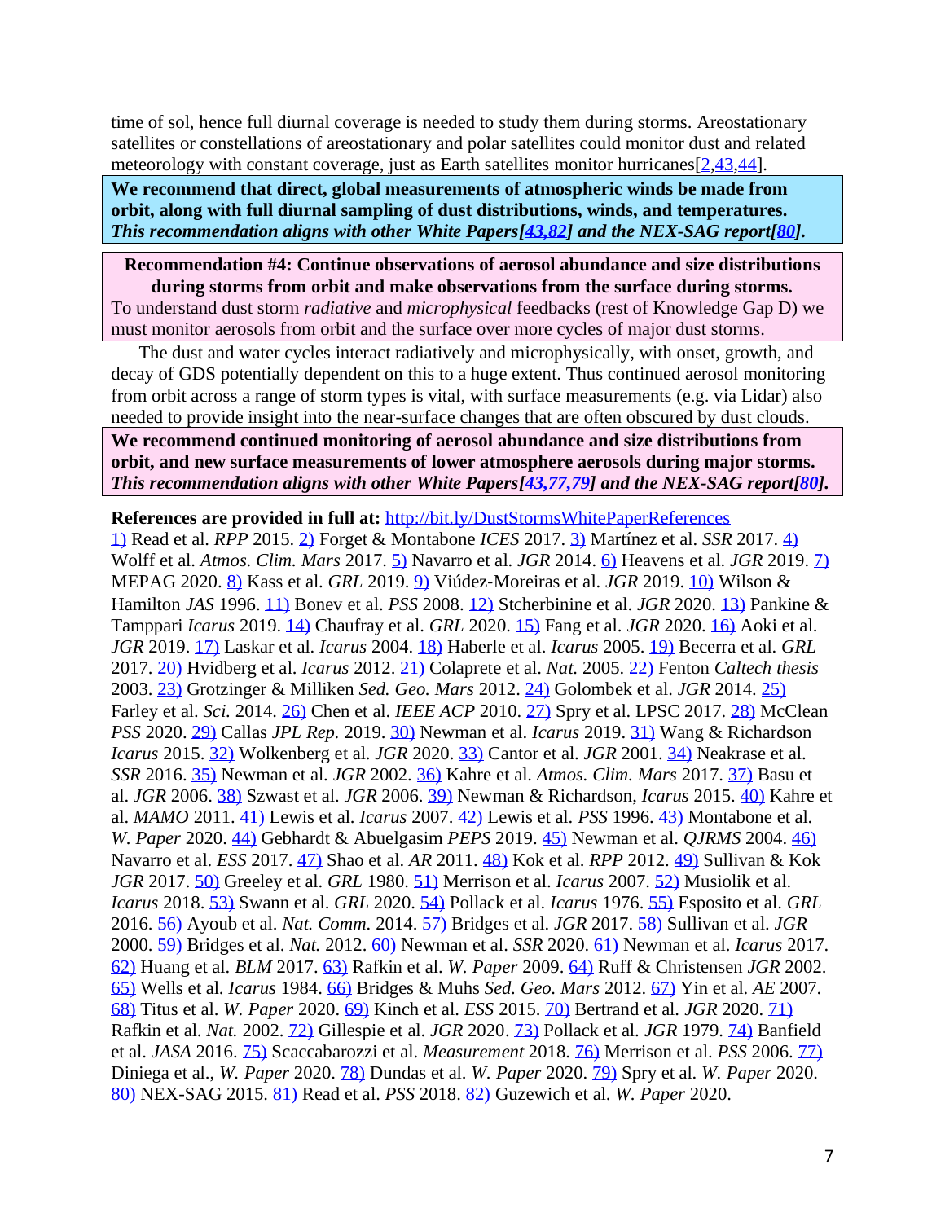time of sol, hence full diurnal coverage is needed to study them during storms. Areostationary satellites or constellations of areostationary and polar satellites could monitor dust and related meteorology with constant coverage, just as Earth satellites monitor hurricanes[2,43,44].

**We recommend that direct, global measurements of atmospheric winds be made from orbit, along with full diurnal sampling of dust distributions, winds, and temperatures.** ***This recommendation aligns with other White Papers[43,82] and the NEX-SAG report[80].***

**Recommendation #4: Continue observations of aerosol abundance and size distributions during storms from orbit and make observations from the surface during storms.**
To understand dust storm *radiative* and *microphysical* feedbacks (rest of Knowledge Gap D) we must monitor aerosols from orbit and the surface over more cycles of major dust storms.

The dust and water cycles interact radiatively and microphysically, with onset, growth, and decay of GDS potentially dependent on this to a huge extent. Thus continued aerosol monitoring from orbit across a range of storm types is vital, with surface measurements (e.g. via Lidar) also needed to provide insight into the near-surface changes that are often obscured by dust clouds.

**We recommend continued monitoring of aerosol abundance and size distributions from orbit, and new surface measurements of lower atmosphere aerosols during major storms.** ***This recommendation aligns with other White Papers[43,77,79] and the NEX-SAG report[80].***

**References are provided in full at:** http://bit.ly/DustStormsWhitePaperReferences
1) Read et al. *RPP* 2015. 2) Forget & Montabone *ICES* 2017. 3) Martínez et al. *SSR* 2017. 4) Wolff et al. *Atmos. Clim. Mars* 2017. 5) Navarro et al. *JGR* 2014. 6) Heavens et al. *JGR* 2019. 7) MEPAG 2020. 8) Kass et al. *GRL* 2019. 9) Viúdez-Moreiras et al. *JGR* 2019. 10) Wilson & Hamilton *JAS* 1996. 11) Bonev et al. *PSS* 2008. 12) Stcherbinine et al. *JGR* 2020. 13) Pankine & Tamppari *Icarus* 2019. 14) Chaufray et al. *GRL* 2020. 15) Fang et al. *JGR* 2020. 16) Aoki et al. *JGR* 2019. 17) Laskar et al. *Icarus* 2004. 18) Haberle et al. *Icarus* 2005. 19) Becerra et al. *GRL* 2017. 20) Hvidberg et al. *Icarus* 2012. 21) Colaprete et al. *Nat.* 2005. 22) Fenton *Caltech thesis* 2003. 23) Grotzinger & Milliken *Sed. Geo. Mars* 2012. 24) Golombek et al. *JGR* 2014. 25) Farley et al. *Sci.* 2014. 26) Chen et al. *IEEE ACP* 2010. 27) Spry et al. LPSC 2017. 28) McClean *PSS* 2020. 29) Callas *JPL Rep.* 2019. 30) Newman et al. *Icarus* 2019. 31) Wang & Richardson *Icarus* 2015. 32) Wolkenberg et al. *JGR* 2020. 33) Cantor et al. *JGR* 2001. 34) Neakrase et al. *SSR* 2016. 35) Newman et al. *JGR* 2002. 36) Kahre et al. *Atmos. Clim. Mars* 2017. 37) Basu et al. *JGR* 2006. 38) Szwast et al. *JGR* 2006. 39) Newman & Richardson, *Icarus* 2015. 40) Kahre et al. *MAMO* 2011. 41) Lewis et al. *Icarus* 2007. 42) Lewis et al. *PSS* 1996. 43) Montabone et al. *W. Paper* 2020. 44) Gebhardt & Abuelgasim *PEPS* 2019. 45) Newman et al. *QJRMS* 2004. 46) Navarro et al. *ESS* 2017. 47) Shao et al. *AR* 2011. 48) Kok et al. *RPP* 2012. 49) Sullivan & Kok *JGR* 2017. 50) Greeley et al. *GRL* 1980. 51) Merrison et al. *Icarus* 2007. 52) Musiolik et al. *Icarus* 2018. 53) Swann et al. *GRL* 2020. 54) Pollack et al. *Icarus* 1976. 55) Esposito et al. *GRL* 2016. 56) Ayoub et al. *Nat. Comm.* 2014. 57) Bridges et al. *JGR* 2017. 58) Sullivan et al. *JGR* 2000. 59) Bridges et al. *Nat.* 2012. 60) Newman et al. *SSR* 2020. 61) Newman et al. *Icarus* 2017. 62) Huang et al. *BLM* 2017. 63) Rafkin et al. *W. Paper* 2009. 64) Ruff & Christensen *JGR* 2002. 65) Wells et al. *Icarus* 1984. 66) Bridges & Muhs *Sed. Geo. Mars* 2012. 67) Yin et al. *AE* 2007. 68) Titus et al. *W. Paper* 2020. 69) Kinch et al. *ESS* 2015. 70) Bertrand et al. *JGR* 2020. 71) Rafkin et al. *Nat.* 2002. 72) Gillespie et al. *JGR* 2020. 73) Pollack et al. *JGR* 1979. 74) Banfield et al. *JASA* 2016. 75) Scaccabarozzi et al. *Measurement* 2018. 76) Merrison et al. *PSS* 2006. 77) Diniega et al., *W. Paper* 2020. 78) Dundas et al. *W. Paper* 2020. 79) Spry et al. *W. Paper* 2020. 80) NEX-SAG 2015. 81) Read et al. *PSS* 2018. 82) Guzewich et al. *W. Paper* 2020.